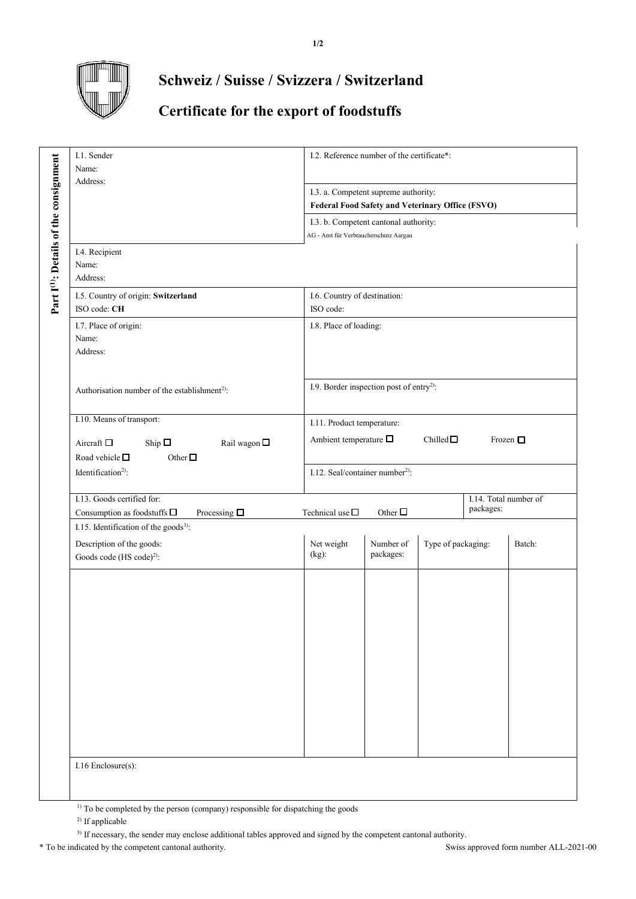# Schweiz / Suisse / Svizzera / Switzerland

## Certificate for the export of foodstuffs

**Part I[1]: Details of the consignment**

| I.1. Sender<br>Name:<br>Address: | I.2. Reference number of the certificate*: |
|---|---|
| | I.3. a. Competent supreme authority:<br>**Federal Food Safety and Veterinary Office (FSVO)** |
| | I.3. b. Competent cantonal authority:<br>AG - Amt für Verbraucherschutz Aargau |
| I.4. Recipient<br>Name:<br>Address: | |
| I.5. Country of origin: **Switzerland**<br>ISO code: **CH** | I.6. Country of destination:<br>ISO code: |
| I.7. Place of origin:<br>Name:<br>Address: | I.8. Place of loading: |
| Authorisation number of the establishment[2]: | I.9. Border inspection post of entry[2]: |
| I.10. Means of transport:<br>Aircraft ☐ Ship ☐ Rail wagon ☐<br>Road vehicle ☐ Other ☐ | I.11. Product temperature:<br>Ambient temperature ☐ Chilled ☐ Frozen ☐ |
| Identification[2]: | I.12. Seal/container number[2]: |
| I.13. Goods certified for:<br>Consumption as foodstuffs ☐ Processing ☐ Technical use ☐ Other ☐ | I.14. Total number of packages: |

I.15. Identification of the goods[3]:

| Description of the goods:<br>Goods code (HS code)[2]: | Net weight (kg): | Number of packages: | Type of packaging: | Batch: |
|---|---|---|---|---|
| | | | | |

I.16 Enclosure(s):

[1] To be completed by the person (company) responsible for dispatching the goods

[2] If applicable

[3] If necessary, the sender may enclose additional tables approved and signed by the competent cantonal authority.

\* To be indicated by the competent cantonal authority.

Swiss approved form number ALL-2021-00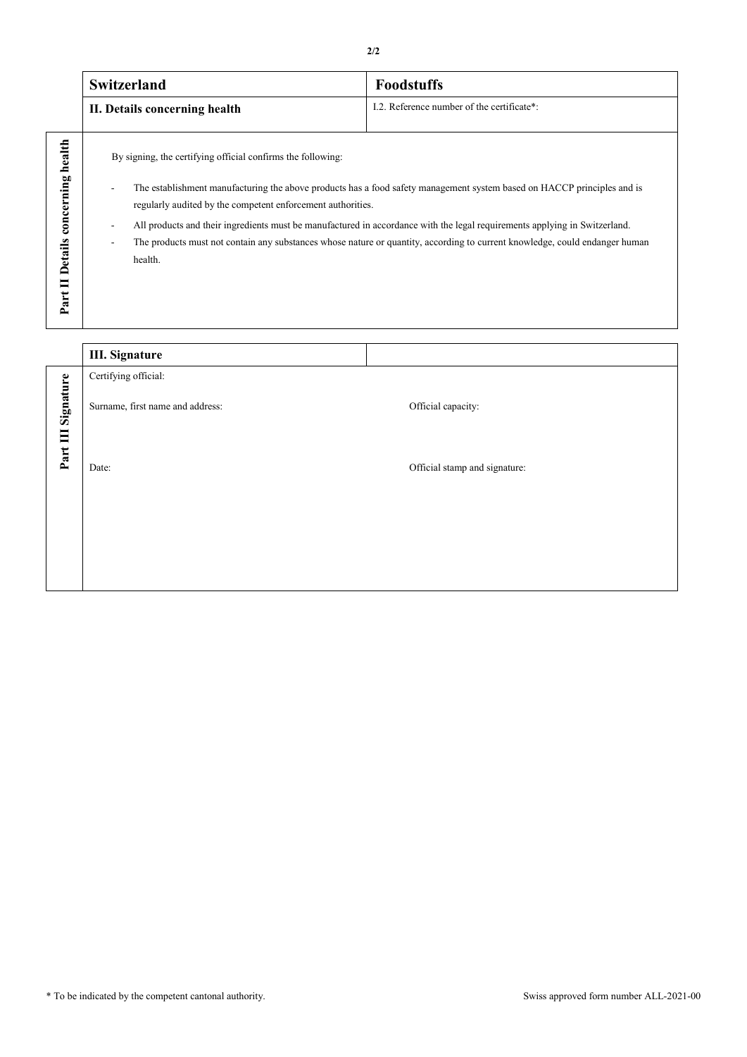| Switzerland | Foodstuffs |
| --- | --- |
| **II. Details concerning health** | I.2. Reference number of the certificate*: |

**Part II Details concerning health**

By signing, the certifying official confirms the following:

- The establishment manufacturing the above products has a food safety management system based on HACCP principles and is regularly audited by the competent enforcement authorities.
- All products and their ingredients must be manufactured in accordance with the legal requirements applying in Switzerland.
- The products must not contain any substances whose nature or quantity, according to current knowledge, could endanger human health.

**III. Signature**

**Part III Signature**

Certifying official:

| | |
| --- | --- |
| Surname, first name and address: | Official capacity: |
| Date: | Official stamp and signature: |

\* To be indicated by the competent cantonal authority.

Swiss approved form number ALL-2021-00